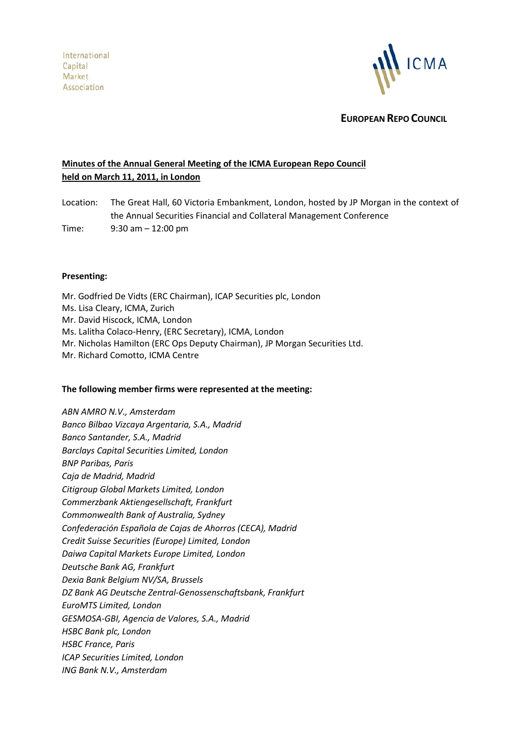International
Capital
Market
Association

ICMA

**EUROPEAN REPO COUNCIL**

**Minutes of the Annual General Meeting of the ICMA European Repo Council held on March 11, 2011, in London**

Location: The Great Hall, 60 Victoria Embankment, London, hosted by JP Morgan in the context of the Annual Securities Financial and Collateral Management Conference

Time: 9:30 am – 12:00 pm

**Presenting:**

Mr. Godfried De Vidts (ERC Chairman), ICAP Securities plc, London
Ms. Lisa Cleary, ICMA, Zurich
Mr. David Hiscock, ICMA, London
Ms. Lalitha Colaco-Henry, (ERC Secretary), ICMA, London
Mr. Nicholas Hamilton (ERC Ops Deputy Chairman), JP Morgan Securities Ltd.
Mr. Richard Comotto, ICMA Centre

**The following member firms were represented at the meeting:**

*ABN AMRO N.V., Amsterdam*
*Banco Bilbao Vizcaya Argentaria, S.A., Madrid*
*Banco Santander, S.A., Madrid*
*Barclays Capital Securities Limited, London*
*BNP Paribas, Paris*
*Caja de Madrid, Madrid*
*Citigroup Global Markets Limited, London*
*Commerzbank Aktiengesellschaft, Frankfurt*
*Commonwealth Bank of Australia, Sydney*
*Confederación Española de Cajas de Ahorros (CECA), Madrid*
*Credit Suisse Securities (Europe) Limited, London*
*Daiwa Capital Markets Europe Limited, London*
*Deutsche Bank AG, Frankfurt*
*Dexia Bank Belgium NV/SA, Brussels*
*DZ Bank AG Deutsche Zentral-Genossenschaftsbank, Frankfurt*
*EuroMTS Limited, London*
*GESMOSA-GBI, Agencia de Valores, S.A., Madrid*
*HSBC Bank plc, London*
*HSBC France, Paris*
*ICAP Securities Limited, London*
*ING Bank N.V., Amsterdam*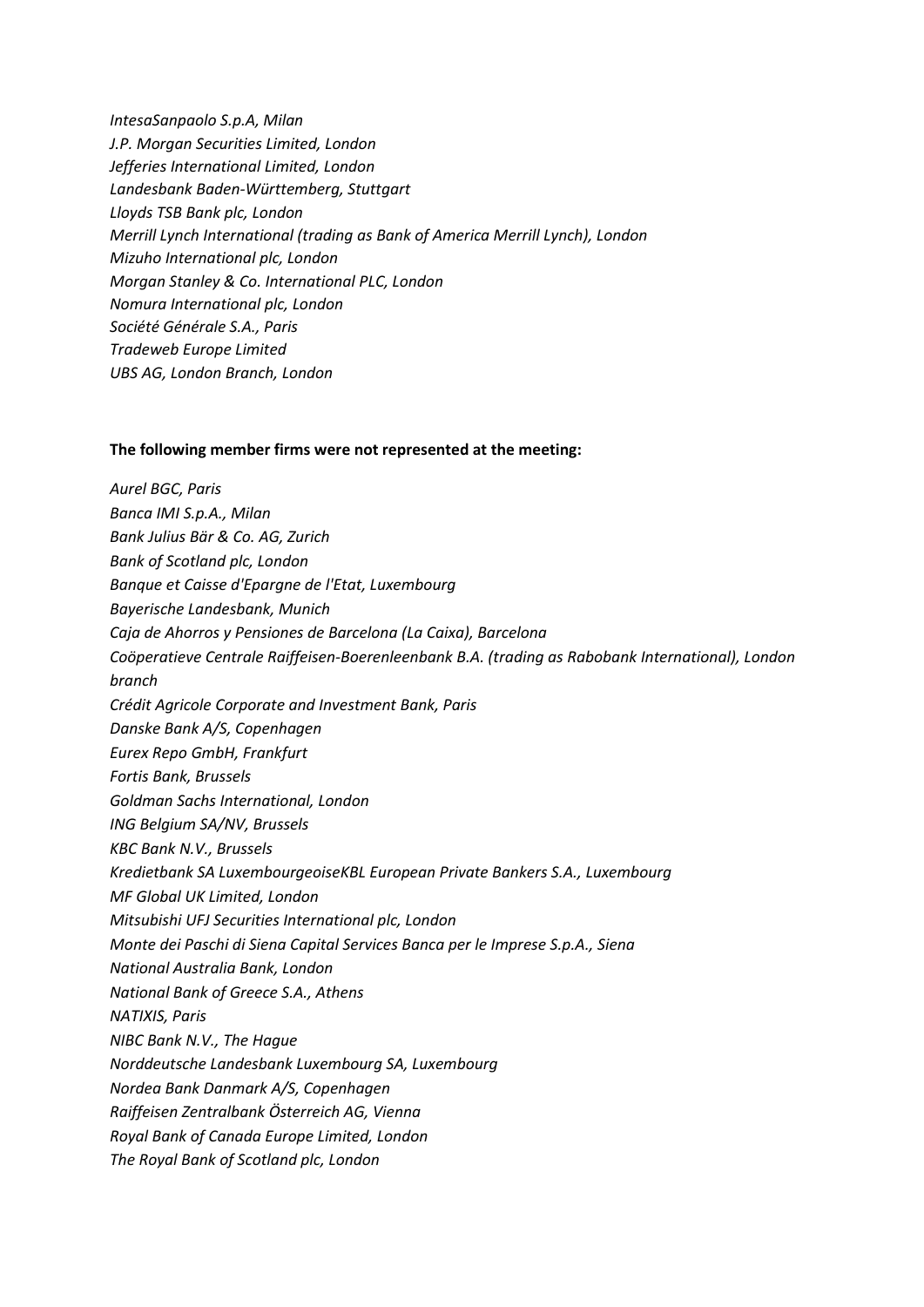*IntesaSanpaolo S.p.A, Milan*
*J.P. Morgan Securities Limited, London*
*Jefferies International Limited, London*
*Landesbank Baden-Württemberg, Stuttgart*
*Lloyds TSB Bank plc, London*
*Merrill Lynch International (trading as Bank of America Merrill Lynch), London*
*Mizuho International plc, London*
*Morgan Stanley & Co. International PLC, London*
*Nomura International plc, London*
*Société Générale S.A., Paris*
*Tradeweb Europe Limited*
*UBS AG, London Branch, London*

**The following member firms were not represented at the meeting:**

*Aurel BGC, Paris*
*Banca IMI S.p.A., Milan*
*Bank Julius Bär & Co. AG, Zurich*
*Bank of Scotland plc, London*
*Banque et Caisse d'Epargne de l'Etat, Luxembourg*
*Bayerische Landesbank, Munich*
*Caja de Ahorros y Pensiones de Barcelona (La Caixa), Barcelona*
*Coöperatieve Centrale Raiffeisen-Boerenleenbank B.A. (trading as Rabobank International), London branch*
*Crédit Agricole Corporate and Investment Bank, Paris*
*Danske Bank A/S, Copenhagen*
*Eurex Repo GmbH, Frankfurt*
*Fortis Bank, Brussels*
*Goldman Sachs International, London*
*ING Belgium SA/NV, Brussels*
*KBC Bank N.V., Brussels*
*Kredietbank SA LuxembourgeoiseKBL European Private Bankers S.A., Luxembourg*
*MF Global UK Limited, London*
*Mitsubishi UFJ Securities International plc, London*
*Monte dei Paschi di Siena Capital Services Banca per le Imprese S.p.A., Siena*
*National Australia Bank, London*
*National Bank of Greece S.A., Athens*
*NATIXIS, Paris*
*NIBC Bank N.V., The Hague*
*Norddeutsche Landesbank Luxembourg SA, Luxembourg*
*Nordea Bank Danmark A/S, Copenhagen*
*Raiffeisen Zentralbank Österreich AG, Vienna*
*Royal Bank of Canada Europe Limited, London*
*The Royal Bank of Scotland plc, London*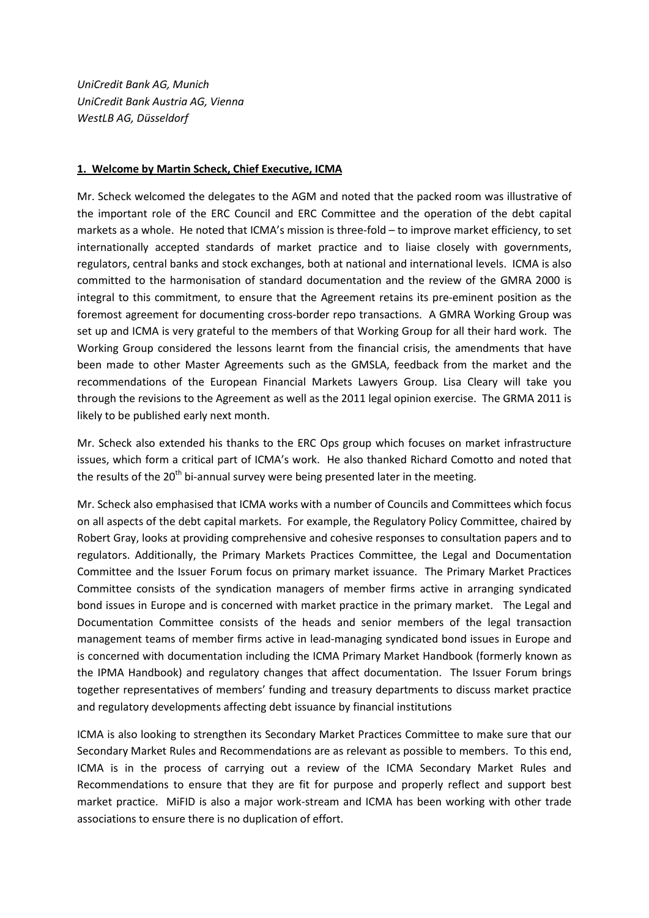*UniCredit Bank AG, Munich*
*UniCredit Bank Austria AG, Vienna*
*WestLB AG, Düsseldorf*

## 1. Welcome by Martin Scheck, Chief Executive, ICMA

Mr. Scheck welcomed the delegates to the AGM and noted that the packed room was illustrative of the important role of the ERC Council and ERC Committee and the operation of the debt capital markets as a whole. He noted that ICMA's mission is three-fold – to improve market efficiency, to set internationally accepted standards of market practice and to liaise closely with governments, regulators, central banks and stock exchanges, both at national and international levels. ICMA is also committed to the harmonisation of standard documentation and the review of the GMRA 2000 is integral to this commitment, to ensure that the Agreement retains its pre-eminent position as the foremost agreement for documenting cross-border repo transactions. A GMRA Working Group was set up and ICMA is very grateful to the members of that Working Group for all their hard work. The Working Group considered the lessons learnt from the financial crisis, the amendments that have been made to other Master Agreements such as the GMSLA, feedback from the market and the recommendations of the European Financial Markets Lawyers Group. Lisa Cleary will take you through the revisions to the Agreement as well as the 2011 legal opinion exercise. The GRMA 2011 is likely to be published early next month.

Mr. Scheck also extended his thanks to the ERC Ops group which focuses on market infrastructure issues, which form a critical part of ICMA's work. He also thanked Richard Comotto and noted that the results of the 20th bi-annual survey were being presented later in the meeting.

Mr. Scheck also emphasised that ICMA works with a number of Councils and Committees which focus on all aspects of the debt capital markets. For example, the Regulatory Policy Committee, chaired by Robert Gray, looks at providing comprehensive and cohesive responses to consultation papers and to regulators. Additionally, the Primary Markets Practices Committee, the Legal and Documentation Committee and the Issuer Forum focus on primary market issuance. The Primary Market Practices Committee consists of the syndication managers of member firms active in arranging syndicated bond issues in Europe and is concerned with market practice in the primary market. The Legal and Documentation Committee consists of the heads and senior members of the legal transaction management teams of member firms active in lead-managing syndicated bond issues in Europe and is concerned with documentation including the ICMA Primary Market Handbook (formerly known as the IPMA Handbook) and regulatory changes that affect documentation. The Issuer Forum brings together representatives of members' funding and treasury departments to discuss market practice and regulatory developments affecting debt issuance by financial institutions

ICMA is also looking to strengthen its Secondary Market Practices Committee to make sure that our Secondary Market Rules and Recommendations are as relevant as possible to members. To this end, ICMA is in the process of carrying out a review of the ICMA Secondary Market Rules and Recommendations to ensure that they are fit for purpose and properly reflect and support best market practice. MiFID is also a major work-stream and ICMA has been working with other trade associations to ensure there is no duplication of effort.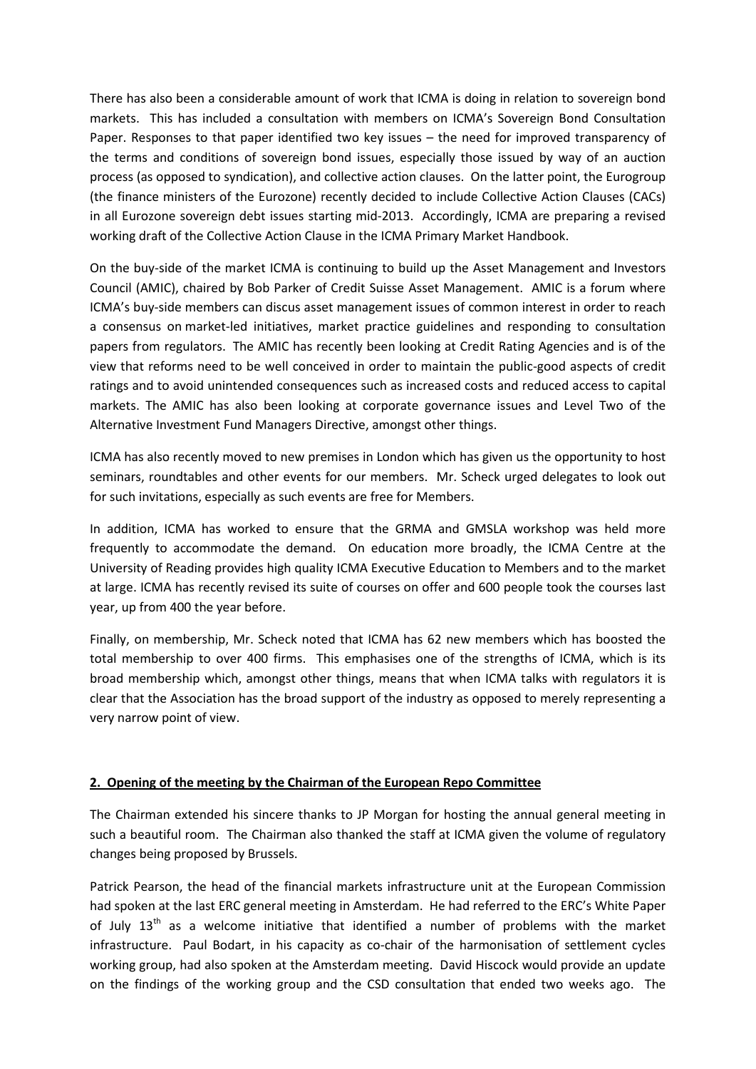There has also been a considerable amount of work that ICMA is doing in relation to sovereign bond markets. This has included a consultation with members on ICMA's Sovereign Bond Consultation Paper. Responses to that paper identified two key issues – the need for improved transparency of the terms and conditions of sovereign bond issues, especially those issued by way of an auction process (as opposed to syndication), and collective action clauses. On the latter point, the Eurogroup (the finance ministers of the Eurozone) recently decided to include Collective Action Clauses (CACs) in all Eurozone sovereign debt issues starting mid-2013. Accordingly, ICMA are preparing a revised working draft of the Collective Action Clause in the ICMA Primary Market Handbook.

On the buy-side of the market ICMA is continuing to build up the Asset Management and Investors Council (AMIC), chaired by Bob Parker of Credit Suisse Asset Management. AMIC is a forum where ICMA's buy-side members can discus asset management issues of common interest in order to reach a consensus on market-led initiatives, market practice guidelines and responding to consultation papers from regulators. The AMIC has recently been looking at Credit Rating Agencies and is of the view that reforms need to be well conceived in order to maintain the public-good aspects of credit ratings and to avoid unintended consequences such as increased costs and reduced access to capital markets. The AMIC has also been looking at corporate governance issues and Level Two of the Alternative Investment Fund Managers Directive, amongst other things.

ICMA has also recently moved to new premises in London which has given us the opportunity to host seminars, roundtables and other events for our members. Mr. Scheck urged delegates to look out for such invitations, especially as such events are free for Members.

In addition, ICMA has worked to ensure that the GRMA and GMSLA workshop was held more frequently to accommodate the demand. On education more broadly, the ICMA Centre at the University of Reading provides high quality ICMA Executive Education to Members and to the market at large. ICMA has recently revised its suite of courses on offer and 600 people took the courses last year, up from 400 the year before.

Finally, on membership, Mr. Scheck noted that ICMA has 62 new members which has boosted the total membership to over 400 firms. This emphasises one of the strengths of ICMA, which is its broad membership which, amongst other things, means that when ICMA talks with regulators it is clear that the Association has the broad support of the industry as opposed to merely representing a very narrow point of view.

## 2. Opening of the meeting by the Chairman of the European Repo Committee

The Chairman extended his sincere thanks to JP Morgan for hosting the annual general meeting in such a beautiful room. The Chairman also thanked the staff at ICMA given the volume of regulatory changes being proposed by Brussels.

Patrick Pearson, the head of the financial markets infrastructure unit at the European Commission had spoken at the last ERC general meeting in Amsterdam. He had referred to the ERC's White Paper of July 13th as a welcome initiative that identified a number of problems with the market infrastructure. Paul Bodart, in his capacity as co-chair of the harmonisation of settlement cycles working group, had also spoken at the Amsterdam meeting. David Hiscock would provide an update on the findings of the working group and the CSD consultation that ended two weeks ago. The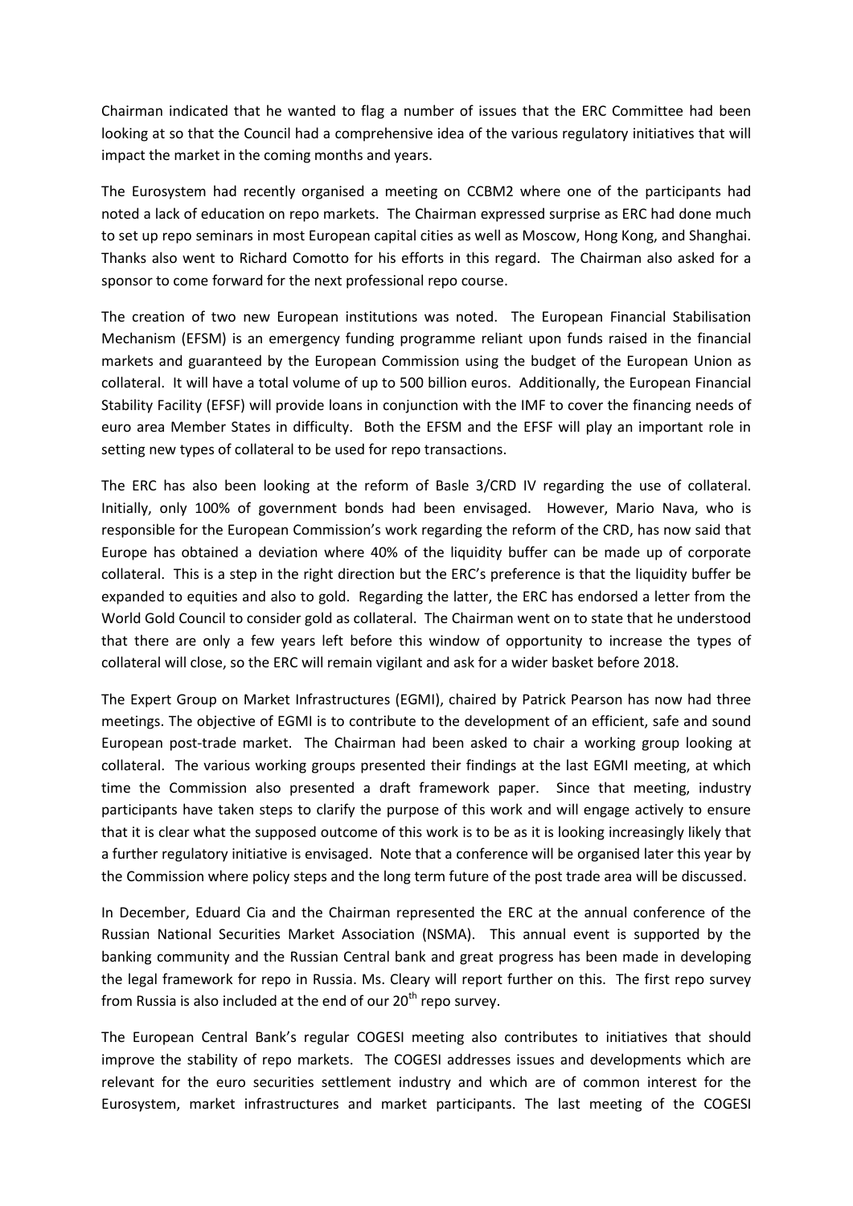Chairman indicated that he wanted to flag a number of issues that the ERC Committee had been looking at so that the Council had a comprehensive idea of the various regulatory initiatives that will impact the market in the coming months and years.

The Eurosystem had recently organised a meeting on CCBM2 where one of the participants had noted a lack of education on repo markets. The Chairman expressed surprise as ERC had done much to set up repo seminars in most European capital cities as well as Moscow, Hong Kong, and Shanghai. Thanks also went to Richard Comotto for his efforts in this regard. The Chairman also asked for a sponsor to come forward for the next professional repo course.

The creation of two new European institutions was noted. The European Financial Stabilisation Mechanism (EFSM) is an emergency funding programme reliant upon funds raised in the financial markets and guaranteed by the European Commission using the budget of the European Union as collateral. It will have a total volume of up to 500 billion euros. Additionally, the European Financial Stability Facility (EFSF) will provide loans in conjunction with the IMF to cover the financing needs of euro area Member States in difficulty. Both the EFSM and the EFSF will play an important role in setting new types of collateral to be used for repo transactions.

The ERC has also been looking at the reform of Basle 3/CRD IV regarding the use of collateral. Initially, only 100% of government bonds had been envisaged. However, Mario Nava, who is responsible for the European Commission's work regarding the reform of the CRD, has now said that Europe has obtained a deviation where 40% of the liquidity buffer can be made up of corporate collateral. This is a step in the right direction but the ERC's preference is that the liquidity buffer be expanded to equities and also to gold. Regarding the latter, the ERC has endorsed a letter from the World Gold Council to consider gold as collateral. The Chairman went on to state that he understood that there are only a few years left before this window of opportunity to increase the types of collateral will close, so the ERC will remain vigilant and ask for a wider basket before 2018.

The Expert Group on Market Infrastructures (EGMI), chaired by Patrick Pearson has now had three meetings. The objective of EGMI is to contribute to the development of an efficient, safe and sound European post-trade market. The Chairman had been asked to chair a working group looking at collateral. The various working groups presented their findings at the last EGMI meeting, at which time the Commission also presented a draft framework paper. Since that meeting, industry participants have taken steps to clarify the purpose of this work and will engage actively to ensure that it is clear what the supposed outcome of this work is to be as it is looking increasingly likely that a further regulatory initiative is envisaged. Note that a conference will be organised later this year by the Commission where policy steps and the long term future of the post trade area will be discussed.

In December, Eduard Cia and the Chairman represented the ERC at the annual conference of the Russian National Securities Market Association (NSMA). This annual event is supported by the banking community and the Russian Central bank and great progress has been made in developing the legal framework for repo in Russia. Ms. Cleary will report further on this. The first repo survey from Russia is also included at the end of our 20th repo survey.

The European Central Bank's regular COGESI meeting also contributes to initiatives that should improve the stability of repo markets. The COGESI addresses issues and developments which are relevant for the euro securities settlement industry and which are of common interest for the Eurosystem, market infrastructures and market participants. The last meeting of the COGESI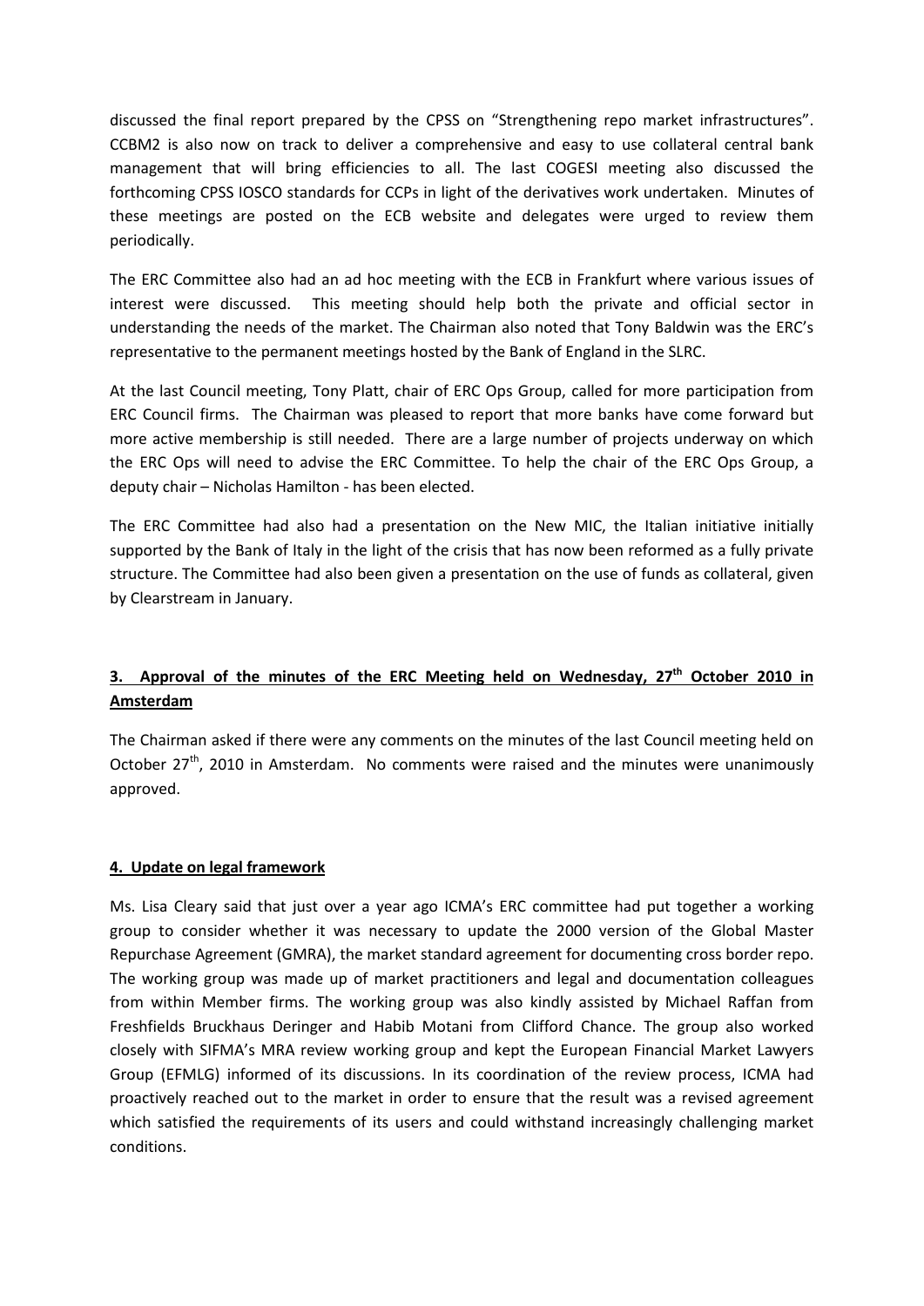discussed the final report prepared by the CPSS on "Strengthening repo market infrastructures". CCBM2 is also now on track to deliver a comprehensive and easy to use collateral central bank management that will bring efficiencies to all. The last COGESI meeting also discussed the forthcoming CPSS IOSCO standards for CCPs in light of the derivatives work undertaken. Minutes of these meetings are posted on the ECB website and delegates were urged to review them periodically.

The ERC Committee also had an ad hoc meeting with the ECB in Frankfurt where various issues of interest were discussed. This meeting should help both the private and official sector in understanding the needs of the market. The Chairman also noted that Tony Baldwin was the ERC's representative to the permanent meetings hosted by the Bank of England in the SLRC.

At the last Council meeting, Tony Platt, chair of ERC Ops Group, called for more participation from ERC Council firms. The Chairman was pleased to report that more banks have come forward but more active membership is still needed. There are a large number of projects underway on which the ERC Ops will need to advise the ERC Committee. To help the chair of the ERC Ops Group, a deputy chair – Nicholas Hamilton - has been elected.

The ERC Committee had also had a presentation on the New MIC, the Italian initiative initially supported by the Bank of Italy in the light of the crisis that has now been reformed as a fully private structure. The Committee had also been given a presentation on the use of funds as collateral, given by Clearstream in January.

## 3. Approval of the minutes of the ERC Meeting held on Wednesday, 27th October 2010 in Amsterdam

The Chairman asked if there were any comments on the minutes of the last Council meeting held on October 27th, 2010 in Amsterdam. No comments were raised and the minutes were unanimously approved.

## 4. Update on legal framework

Ms. Lisa Cleary said that just over a year ago ICMA's ERC committee had put together a working group to consider whether it was necessary to update the 2000 version of the Global Master Repurchase Agreement (GMRA), the market standard agreement for documenting cross border repo. The working group was made up of market practitioners and legal and documentation colleagues from within Member firms. The working group was also kindly assisted by Michael Raffan from Freshfields Bruckhaus Deringer and Habib Motani from Clifford Chance. The group also worked closely with SIFMA's MRA review working group and kept the European Financial Market Lawyers Group (EFMLG) informed of its discussions. In its coordination of the review process, ICMA had proactively reached out to the market in order to ensure that the result was a revised agreement which satisfied the requirements of its users and could withstand increasingly challenging market conditions.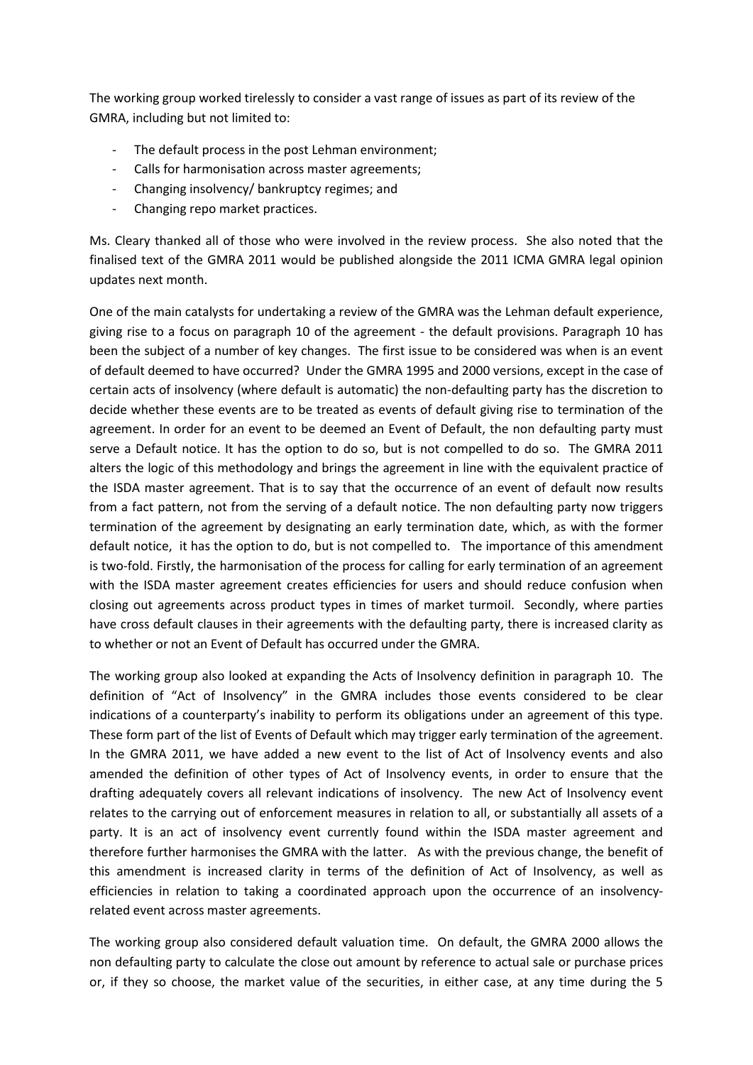The working group worked tirelessly to consider a vast range of issues as part of its review of the GMRA, including but not limited to:

- The default process in the post Lehman environment;
- Calls for harmonisation across master agreements;
- Changing insolvency/ bankruptcy regimes; and
- Changing repo market practices.

Ms. Cleary thanked all of those who were involved in the review process. She also noted that the finalised text of the GMRA 2011 would be published alongside the 2011 ICMA GMRA legal opinion updates next month.

One of the main catalysts for undertaking a review of the GMRA was the Lehman default experience, giving rise to a focus on paragraph 10 of the agreement - the default provisions. Paragraph 10 has been the subject of a number of key changes. The first issue to be considered was when is an event of default deemed to have occurred? Under the GMRA 1995 and 2000 versions, except in the case of certain acts of insolvency (where default is automatic) the non-defaulting party has the discretion to decide whether these events are to be treated as events of default giving rise to termination of the agreement. In order for an event to be deemed an Event of Default, the non defaulting party must serve a Default notice. It has the option to do so, but is not compelled to do so. The GMRA 2011 alters the logic of this methodology and brings the agreement in line with the equivalent practice of the ISDA master agreement. That is to say that the occurrence of an event of default now results from a fact pattern, not from the serving of a default notice. The non defaulting party now triggers termination of the agreement by designating an early termination date, which, as with the former default notice, it has the option to do, but is not compelled to. The importance of this amendment is two-fold. Firstly, the harmonisation of the process for calling for early termination of an agreement with the ISDA master agreement creates efficiencies for users and should reduce confusion when closing out agreements across product types in times of market turmoil. Secondly, where parties have cross default clauses in their agreements with the defaulting party, there is increased clarity as to whether or not an Event of Default has occurred under the GMRA.

The working group also looked at expanding the Acts of Insolvency definition in paragraph 10. The definition of "Act of Insolvency" in the GMRA includes those events considered to be clear indications of a counterparty's inability to perform its obligations under an agreement of this type. These form part of the list of Events of Default which may trigger early termination of the agreement. In the GMRA 2011, we have added a new event to the list of Act of Insolvency events and also amended the definition of other types of Act of Insolvency events, in order to ensure that the drafting adequately covers all relevant indications of insolvency. The new Act of Insolvency event relates to the carrying out of enforcement measures in relation to all, or substantially all assets of a party. It is an act of insolvency event currently found within the ISDA master agreement and therefore further harmonises the GMRA with the latter. As with the previous change, the benefit of this amendment is increased clarity in terms of the definition of Act of Insolvency, as well as efficiencies in relation to taking a coordinated approach upon the occurrence of an insolvency-related event across master agreements.

The working group also considered default valuation time. On default, the GMRA 2000 allows the non defaulting party to calculate the close out amount by reference to actual sale or purchase prices or, if they so choose, the market value of the securities, in either case, at any time during the 5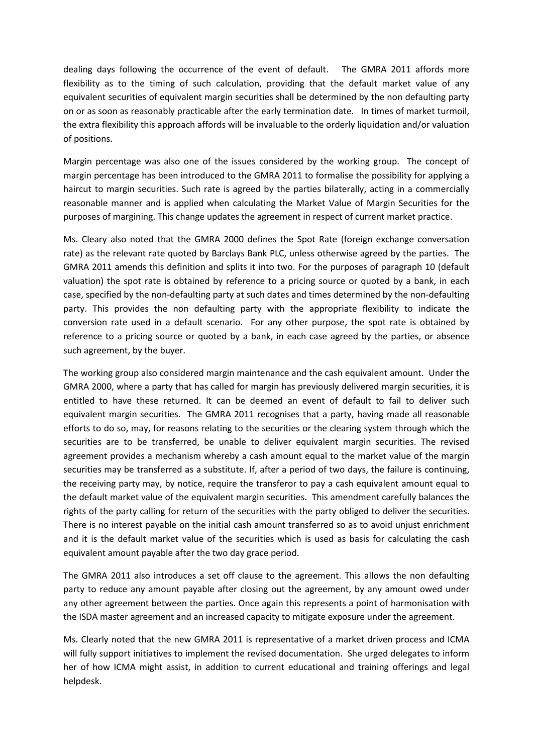dealing days following the occurrence of the event of default. The GMRA 2011 affords more flexibility as to the timing of such calculation, providing that the default market value of any equivalent securities of equivalent margin securities shall be determined by the non defaulting party on or as soon as reasonably practicable after the early termination date. In times of market turmoil, the extra flexibility this approach affords will be invaluable to the orderly liquidation and/or valuation of positions.

Margin percentage was also one of the issues considered by the working group. The concept of margin percentage has been introduced to the GMRA 2011 to formalise the possibility for applying a haircut to margin securities. Such rate is agreed by the parties bilaterally, acting in a commercially reasonable manner and is applied when calculating the Market Value of Margin Securities for the purposes of margining. This change updates the agreement in respect of current market practice.

Ms. Cleary also noted that the GMRA 2000 defines the Spot Rate (foreign exchange conversation rate) as the relevant rate quoted by Barclays Bank PLC, unless otherwise agreed by the parties. The GMRA 2011 amends this definition and splits it into two. For the purposes of paragraph 10 (default valuation) the spot rate is obtained by reference to a pricing source or quoted by a bank, in each case, specified by the non-defaulting party at such dates and times determined by the non-defaulting party. This provides the non defaulting party with the appropriate flexibility to indicate the conversion rate used in a default scenario. For any other purpose, the spot rate is obtained by reference to a pricing source or quoted by a bank, in each case agreed by the parties, or absence such agreement, by the buyer.

The working group also considered margin maintenance and the cash equivalent amount. Under the GMRA 2000, where a party that has called for margin has previously delivered margin securities, it is entitled to have these returned. It can be deemed an event of default to fail to deliver such equivalent margin securities. The GMRA 2011 recognises that a party, having made all reasonable efforts to do so, may, for reasons relating to the securities or the clearing system through which the securities are to be transferred, be unable to deliver equivalent margin securities. The revised agreement provides a mechanism whereby a cash amount equal to the market value of the margin securities may be transferred as a substitute. If, after a period of two days, the failure is continuing, the receiving party may, by notice, require the transferor to pay a cash equivalent amount equal to the default market value of the equivalent margin securities. This amendment carefully balances the rights of the party calling for return of the securities with the party obliged to deliver the securities. There is no interest payable on the initial cash amount transferred so as to avoid unjust enrichment and it is the default market value of the securities which is used as basis for calculating the cash equivalent amount payable after the two day grace period.

The GMRA 2011 also introduces a set off clause to the agreement. This allows the non defaulting party to reduce any amount payable after closing out the agreement, by any amount owed under any other agreement between the parties. Once again this represents a point of harmonisation with the ISDA master agreement and an increased capacity to mitigate exposure under the agreement.

Ms. Clearly noted that the new GMRA 2011 is representative of a market driven process and ICMA will fully support initiatives to implement the revised documentation. She urged delegates to inform her of how ICMA might assist, in addition to current educational and training offerings and legal helpdesk.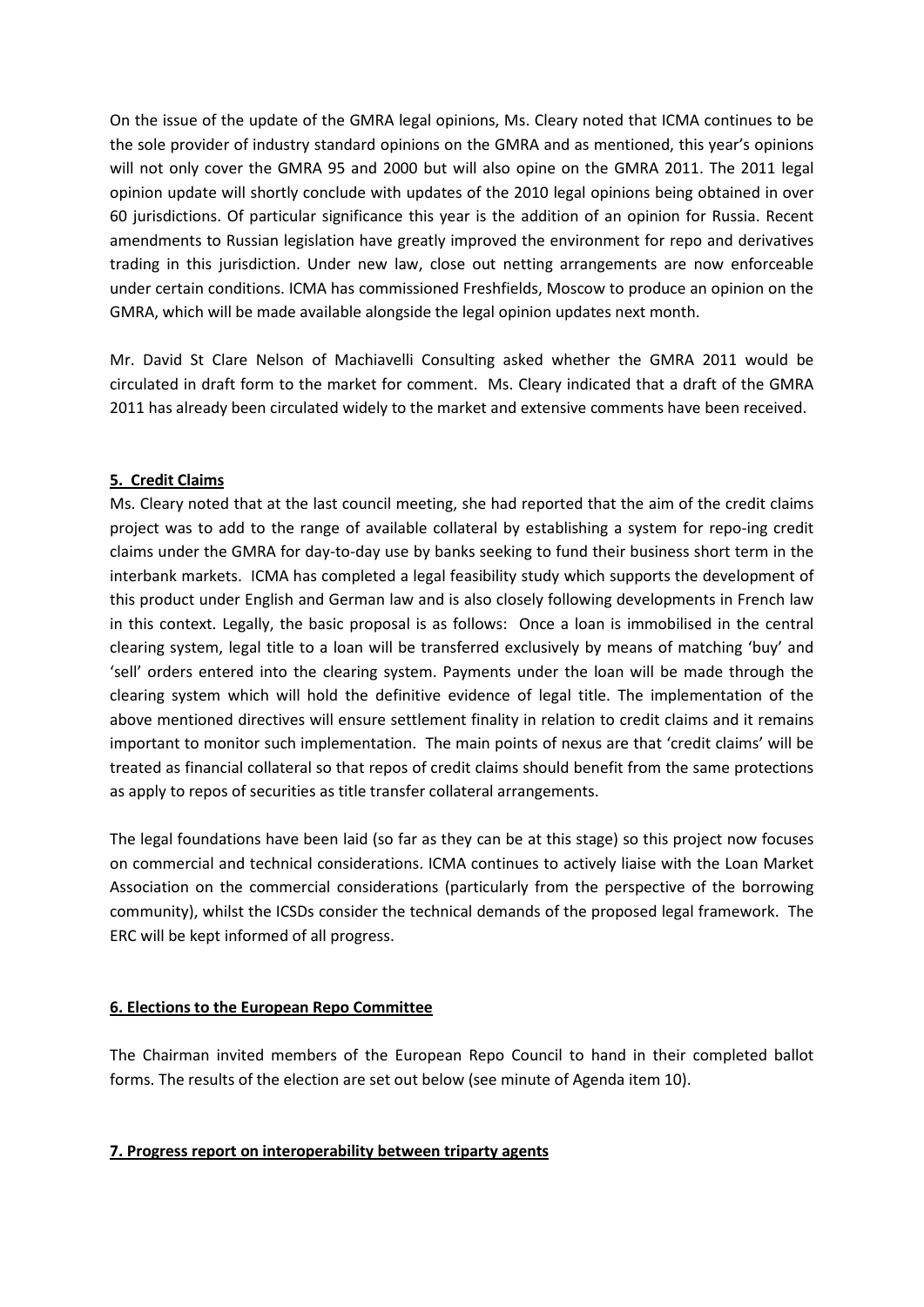On the issue of the update of the GMRA legal opinions, Ms. Cleary noted that ICMA continues to be the sole provider of industry standard opinions on the GMRA and as mentioned, this year's opinions will not only cover the GMRA 95 and 2000 but will also opine on the GMRA 2011. The 2011 legal opinion update will shortly conclude with updates of the 2010 legal opinions being obtained in over 60 jurisdictions. Of particular significance this year is the addition of an opinion for Russia. Recent amendments to Russian legislation have greatly improved the environment for repo and derivatives trading in this jurisdiction. Under new law, close out netting arrangements are now enforceable under certain conditions. ICMA has commissioned Freshfields, Moscow to produce an opinion on the GMRA, which will be made available alongside the legal opinion updates next month.

Mr. David St Clare Nelson of Machiavelli Consulting asked whether the GMRA 2011 would be circulated in draft form to the market for comment. Ms. Cleary indicated that a draft of the GMRA 2011 has already been circulated widely to the market and extensive comments have been received.

## 5. Credit Claims

Ms. Cleary noted that at the last council meeting, she had reported that the aim of the credit claims project was to add to the range of available collateral by establishing a system for repo-ing credit claims under the GMRA for day-to-day use by banks seeking to fund their business short term in the interbank markets. ICMA has completed a legal feasibility study which supports the development of this product under English and German law and is also closely following developments in French law in this context. Legally, the basic proposal is as follows: Once a loan is immobilised in the central clearing system, legal title to a loan will be transferred exclusively by means of matching 'buy' and 'sell' orders entered into the clearing system. Payments under the loan will be made through the clearing system which will hold the definitive evidence of legal title. The implementation of the above mentioned directives will ensure settlement finality in relation to credit claims and it remains important to monitor such implementation. The main points of nexus are that 'credit claims' will be treated as financial collateral so that repos of credit claims should benefit from the same protections as apply to repos of securities as title transfer collateral arrangements.

The legal foundations have been laid (so far as they can be at this stage) so this project now focuses on commercial and technical considerations. ICMA continues to actively liaise with the Loan Market Association on the commercial considerations (particularly from the perspective of the borrowing community), whilst the ICSDs consider the technical demands of the proposed legal framework. The ERC will be kept informed of all progress.

## 6. Elections to the European Repo Committee

The Chairman invited members of the European Repo Council to hand in their completed ballot forms. The results of the election are set out below (see minute of Agenda item 10).

## 7. Progress report on interoperability between triparty agents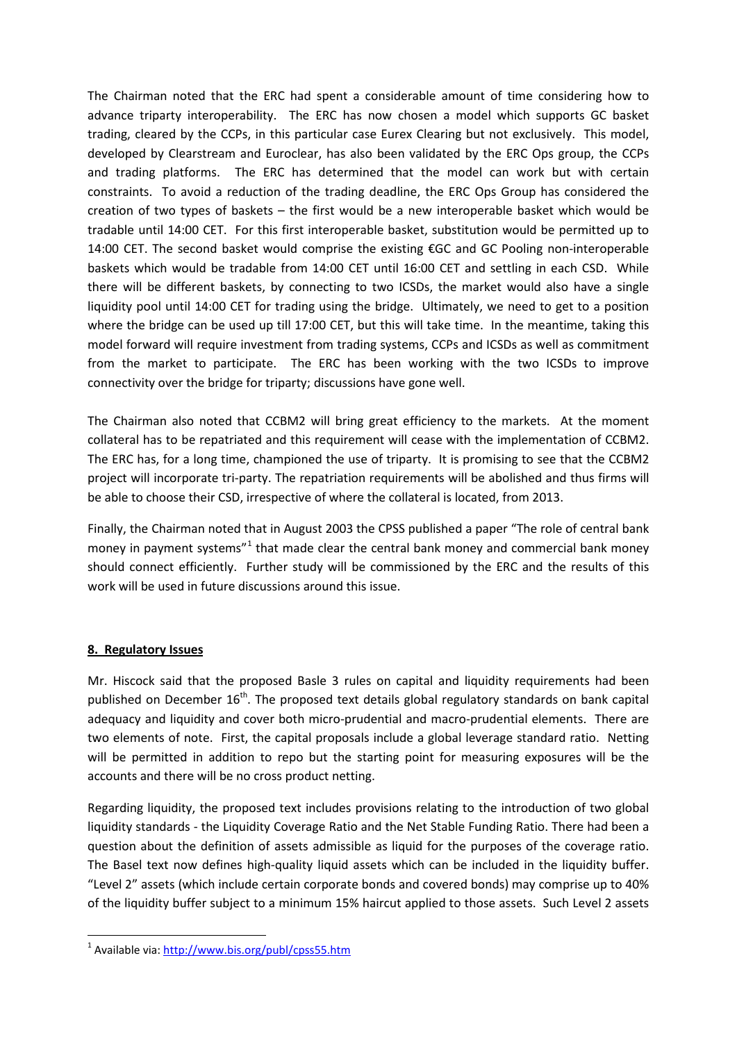The Chairman noted that the ERC had spent a considerable amount of time considering how to advance triparty interoperability. The ERC has now chosen a model which supports GC basket trading, cleared by the CCPs, in this particular case Eurex Clearing but not exclusively. This model, developed by Clearstream and Euroclear, has also been validated by the ERC Ops group, the CCPs and trading platforms. The ERC has determined that the model can work but with certain constraints. To avoid a reduction of the trading deadline, the ERC Ops Group has considered the creation of two types of baskets – the first would be a new interoperable basket which would be tradable until 14:00 CET. For this first interoperable basket, substitution would be permitted up to 14:00 CET. The second basket would comprise the existing €GC and GC Pooling non-interoperable baskets which would be tradable from 14:00 CET until 16:00 CET and settling in each CSD. While there will be different baskets, by connecting to two ICSDs, the market would also have a single liquidity pool until 14:00 CET for trading using the bridge. Ultimately, we need to get to a position where the bridge can be used up till 17:00 CET, but this will take time. In the meantime, taking this model forward will require investment from trading systems, CCPs and ICSDs as well as commitment from the market to participate. The ERC has been working with the two ICSDs to improve connectivity over the bridge for triparty; discussions have gone well.

The Chairman also noted that CCBM2 will bring great efficiency to the markets. At the moment collateral has to be repatriated and this requirement will cease with the implementation of CCBM2. The ERC has, for a long time, championed the use of triparty. It is promising to see that the CCBM2 project will incorporate tri-party. The repatriation requirements will be abolished and thus firms will be able to choose their CSD, irrespective of where the collateral is located, from 2013.

Finally, the Chairman noted that in August 2003 the CPSS published a paper "The role of central bank money in payment systems"[1] that made clear the central bank money and commercial bank money should connect efficiently. Further study will be commissioned by the ERC and the results of this work will be used in future discussions around this issue.

## 8. Regulatory Issues

Mr. Hiscock said that the proposed Basle 3 rules on capital and liquidity requirements had been published on December 16th. The proposed text details global regulatory standards on bank capital adequacy and liquidity and cover both micro-prudential and macro-prudential elements. There are two elements of note. First, the capital proposals include a global leverage standard ratio. Netting will be permitted in addition to repo but the starting point for measuring exposures will be the accounts and there will be no cross product netting.

Regarding liquidity, the proposed text includes provisions relating to the introduction of two global liquidity standards - the Liquidity Coverage Ratio and the Net Stable Funding Ratio. There had been a question about the definition of assets admissible as liquid for the purposes of the coverage ratio. The Basel text now defines high-quality liquid assets which can be included in the liquidity buffer. "Level 2" assets (which include certain corporate bonds and covered bonds) may comprise up to 40% of the liquidity buffer subject to a minimum 15% haircut applied to those assets. Such Level 2 assets

[1] Available via: http://www.bis.org/publ/cpss55.htm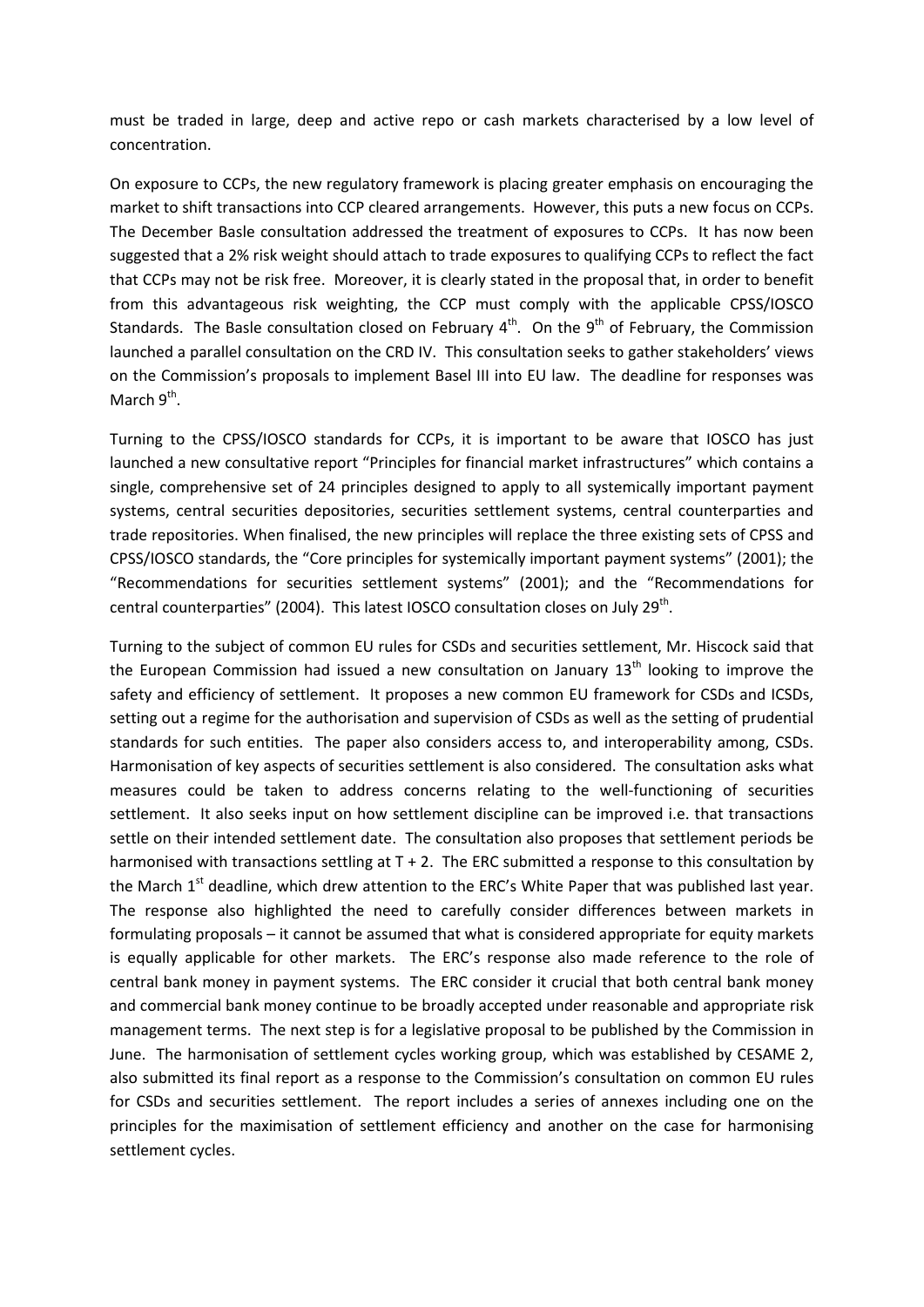must be traded in large, deep and active repo or cash markets characterised by a low level of concentration.

On exposure to CCPs, the new regulatory framework is placing greater emphasis on encouraging the market to shift transactions into CCP cleared arrangements. However, this puts a new focus on CCPs. The December Basle consultation addressed the treatment of exposures to CCPs. It has now been suggested that a 2% risk weight should attach to trade exposures to qualifying CCPs to reflect the fact that CCPs may not be risk free. Moreover, it is clearly stated in the proposal that, in order to benefit from this advantageous risk weighting, the CCP must comply with the applicable CPSS/IOSCO Standards. The Basle consultation closed on February 4th. On the 9th of February, the Commission launched a parallel consultation on the CRD IV. This consultation seeks to gather stakeholders' views on the Commission's proposals to implement Basel III into EU law. The deadline for responses was March 9th.

Turning to the CPSS/IOSCO standards for CCPs, it is important to be aware that IOSCO has just launched a new consultative report "Principles for financial market infrastructures" which contains a single, comprehensive set of 24 principles designed to apply to all systemically important payment systems, central securities depositories, securities settlement systems, central counterparties and trade repositories. When finalised, the new principles will replace the three existing sets of CPSS and CPSS/IOSCO standards, the "Core principles for systemically important payment systems" (2001); the "Recommendations for securities settlement systems" (2001); and the "Recommendations for central counterparties" (2004). This latest IOSCO consultation closes on July 29th.

Turning to the subject of common EU rules for CSDs and securities settlement, Mr. Hiscock said that the European Commission had issued a new consultation on January 13th looking to improve the safety and efficiency of settlement. It proposes a new common EU framework for CSDs and ICSDs, setting out a regime for the authorisation and supervision of CSDs as well as the setting of prudential standards for such entities. The paper also considers access to, and interoperability among, CSDs. Harmonisation of key aspects of securities settlement is also considered. The consultation asks what measures could be taken to address concerns relating to the well-functioning of securities settlement. It also seeks input on how settlement discipline can be improved i.e. that transactions settle on their intended settlement date. The consultation also proposes that settlement periods be harmonised with transactions settling at T + 2. The ERC submitted a response to this consultation by the March 1st deadline, which drew attention to the ERC's White Paper that was published last year. The response also highlighted the need to carefully consider differences between markets in formulating proposals – it cannot be assumed that what is considered appropriate for equity markets is equally applicable for other markets. The ERC's response also made reference to the role of central bank money in payment systems. The ERC consider it crucial that both central bank money and commercial bank money continue to be broadly accepted under reasonable and appropriate risk management terms. The next step is for a legislative proposal to be published by the Commission in June. The harmonisation of settlement cycles working group, which was established by CESAME 2, also submitted its final report as a response to the Commission's consultation on common EU rules for CSDs and securities settlement. The report includes a series of annexes including one on the principles for the maximisation of settlement efficiency and another on the case for harmonising settlement cycles.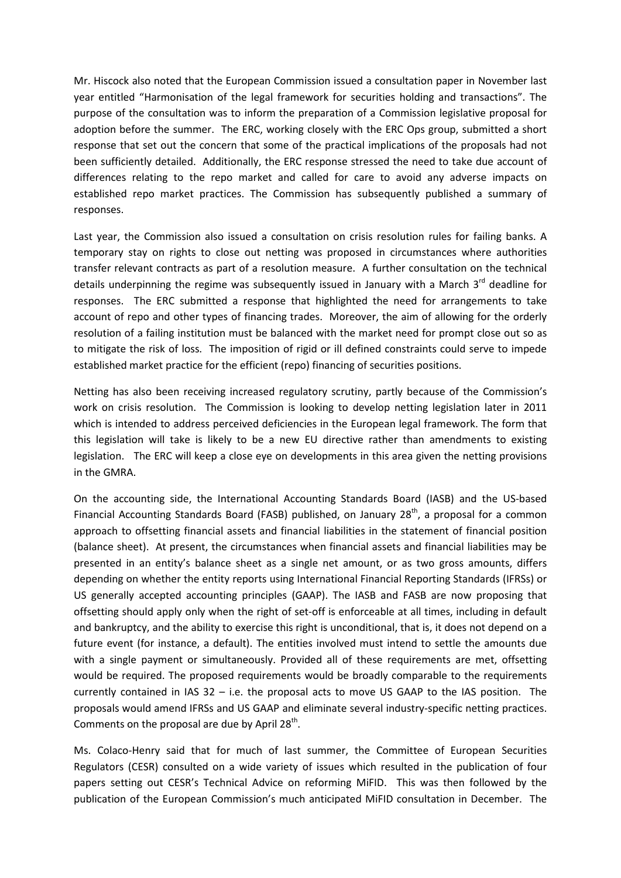Mr. Hiscock also noted that the European Commission issued a consultation paper in November last year entitled "Harmonisation of the legal framework for securities holding and transactions". The purpose of the consultation was to inform the preparation of a Commission legislative proposal for adoption before the summer. The ERC, working closely with the ERC Ops group, submitted a short response that set out the concern that some of the practical implications of the proposals had not been sufficiently detailed. Additionally, the ERC response stressed the need to take due account of differences relating to the repo market and called for care to avoid any adverse impacts on established repo market practices. The Commission has subsequently published a summary of responses.

Last year, the Commission also issued a consultation on crisis resolution rules for failing banks. A temporary stay on rights to close out netting was proposed in circumstances where authorities transfer relevant contracts as part of a resolution measure. A further consultation on the technical details underpinning the regime was subsequently issued in January with a March 3rd deadline for responses. The ERC submitted a response that highlighted the need for arrangements to take account of repo and other types of financing trades. Moreover, the aim of allowing for the orderly resolution of a failing institution must be balanced with the market need for prompt close out so as to mitigate the risk of loss. The imposition of rigid or ill defined constraints could serve to impede established market practice for the efficient (repo) financing of securities positions.

Netting has also been receiving increased regulatory scrutiny, partly because of the Commission's work on crisis resolution. The Commission is looking to develop netting legislation later in 2011 which is intended to address perceived deficiencies in the European legal framework. The form that this legislation will take is likely to be a new EU directive rather than amendments to existing legislation. The ERC will keep a close eye on developments in this area given the netting provisions in the GMRA.

On the accounting side, the International Accounting Standards Board (IASB) and the US-based Financial Accounting Standards Board (FASB) published, on January 28th, a proposal for a common approach to offsetting financial assets and financial liabilities in the statement of financial position (balance sheet). At present, the circumstances when financial assets and financial liabilities may be presented in an entity's balance sheet as a single net amount, or as two gross amounts, differs depending on whether the entity reports using International Financial Reporting Standards (IFRSs) or US generally accepted accounting principles (GAAP). The IASB and FASB are now proposing that offsetting should apply only when the right of set-off is enforceable at all times, including in default and bankruptcy, and the ability to exercise this right is unconditional, that is, it does not depend on a future event (for instance, a default). The entities involved must intend to settle the amounts due with a single payment or simultaneously. Provided all of these requirements are met, offsetting would be required. The proposed requirements would be broadly comparable to the requirements currently contained in IAS 32 – i.e. the proposal acts to move US GAAP to the IAS position. The proposals would amend IFRSs and US GAAP and eliminate several industry-specific netting practices. Comments on the proposal are due by April 28th.

Ms. Colaco-Henry said that for much of last summer, the Committee of European Securities Regulators (CESR) consulted on a wide variety of issues which resulted in the publication of four papers setting out CESR's Technical Advice on reforming MiFID. This was then followed by the publication of the European Commission's much anticipated MiFID consultation in December. The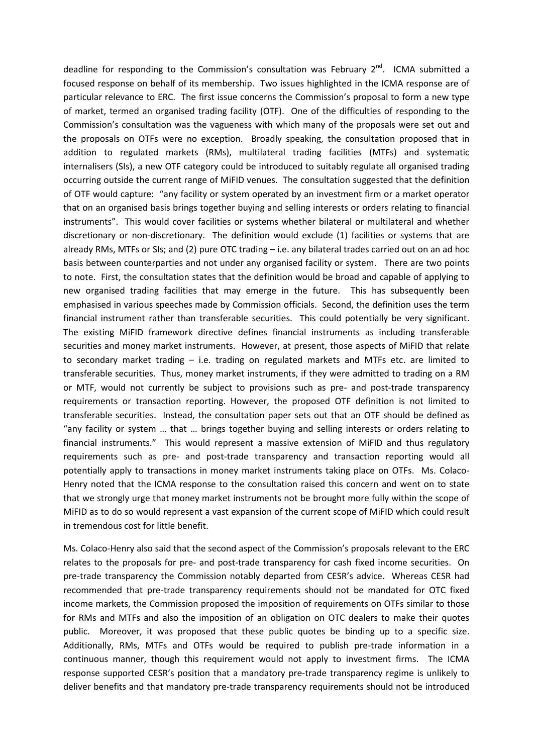deadline for responding to the Commission's consultation was February 2[nd]. ICMA submitted a focused response on behalf of its membership. Two issues highlighted in the ICMA response are of particular relevance to ERC. The first issue concerns the Commission's proposal to form a new type of market, termed an organised trading facility (OTF). One of the difficulties of responding to the Commission's consultation was the vagueness with which many of the proposals were set out and the proposals on OTFs were no exception. Broadly speaking, the consultation proposed that in addition to regulated markets (RMs), multilateral trading facilities (MTFs) and systematic internalisers (SIs), a new OTF category could be introduced to suitably regulate all organised trading occurring outside the current range of MiFID venues. The consultation suggested that the definition of OTF would capture: "any facility or system operated by an investment firm or a market operator that on an organised basis brings together buying and selling interests or orders relating to financial instruments". This would cover facilities or systems whether bilateral or multilateral and whether discretionary or non-discretionary. The definition would exclude (1) facilities or systems that are already RMs, MTFs or SIs; and (2) pure OTC trading – i.e. any bilateral trades carried out on an ad hoc basis between counterparties and not under any organised facility or system. There are two points to note. First, the consultation states that the definition would be broad and capable of applying to new organised trading facilities that may emerge in the future. This has subsequently been emphasised in various speeches made by Commission officials. Second, the definition uses the term financial instrument rather than transferable securities. This could potentially be very significant. The existing MiFID framework directive defines financial instruments as including transferable securities and money market instruments. However, at present, those aspects of MiFID that relate to secondary market trading – i.e. trading on regulated markets and MTFs etc. are limited to transferable securities. Thus, money market instruments, if they were admitted to trading on a RM or MTF, would not currently be subject to provisions such as pre- and post-trade transparency requirements or transaction reporting. However, the proposed OTF definition is not limited to transferable securities. Instead, the consultation paper sets out that an OTF should be defined as "any facility or system … that … brings together buying and selling interests or orders relating to financial instruments." This would represent a massive extension of MiFID and thus regulatory requirements such as pre- and post-trade transparency and transaction reporting would all potentially apply to transactions in money market instruments taking place on OTFs. Ms. Colaco-Henry noted that the ICMA response to the consultation raised this concern and went on to state that we strongly urge that money market instruments not be brought more fully within the scope of MiFID as to do so would represent a vast expansion of the current scope of MiFID which could result in tremendous cost for little benefit.

Ms. Colaco-Henry also said that the second aspect of the Commission's proposals relevant to the ERC relates to the proposals for pre- and post-trade transparency for cash fixed income securities. On pre-trade transparency the Commission notably departed from CESR's advice. Whereas CESR had recommended that pre-trade transparency requirements should not be mandated for OTC fixed income markets, the Commission proposed the imposition of requirements on OTFs similar to those for RMs and MTFs and also the imposition of an obligation on OTC dealers to make their quotes public. Moreover, it was proposed that these public quotes be binding up to a specific size. Additionally, RMs, MTFs and OTFs would be required to publish pre-trade information in a continuous manner, though this requirement would not apply to investment firms. The ICMA response supported CESR's position that a mandatory pre-trade transparency regime is unlikely to deliver benefits and that mandatory pre-trade transparency requirements should not be introduced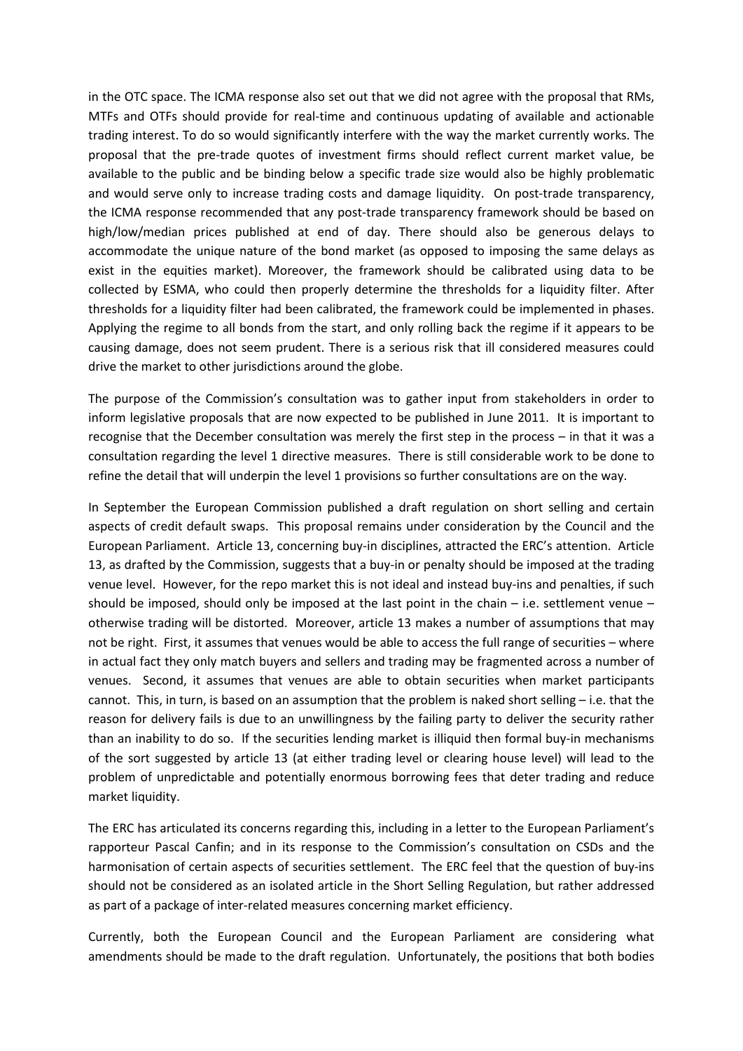in the OTC space. The ICMA response also set out that we did not agree with the proposal that RMs, MTFs and OTFs should provide for real-time and continuous updating of available and actionable trading interest. To do so would significantly interfere with the way the market currently works. The proposal that the pre-trade quotes of investment firms should reflect current market value, be available to the public and be binding below a specific trade size would also be highly problematic and would serve only to increase trading costs and damage liquidity. On post-trade transparency, the ICMA response recommended that any post-trade transparency framework should be based on high/low/median prices published at end of day. There should also be generous delays to accommodate the unique nature of the bond market (as opposed to imposing the same delays as exist in the equities market). Moreover, the framework should be calibrated using data to be collected by ESMA, who could then properly determine the thresholds for a liquidity filter. After thresholds for a liquidity filter had been calibrated, the framework could be implemented in phases. Applying the regime to all bonds from the start, and only rolling back the regime if it appears to be causing damage, does not seem prudent. There is a serious risk that ill considered measures could drive the market to other jurisdictions around the globe.

The purpose of the Commission's consultation was to gather input from stakeholders in order to inform legislative proposals that are now expected to be published in June 2011. It is important to recognise that the December consultation was merely the first step in the process – in that it was a consultation regarding the level 1 directive measures. There is still considerable work to be done to refine the detail that will underpin the level 1 provisions so further consultations are on the way.

In September the European Commission published a draft regulation on short selling and certain aspects of credit default swaps. This proposal remains under consideration by the Council and the European Parliament. Article 13, concerning buy-in disciplines, attracted the ERC's attention. Article 13, as drafted by the Commission, suggests that a buy-in or penalty should be imposed at the trading venue level. However, for the repo market this is not ideal and instead buy-ins and penalties, if such should be imposed, should only be imposed at the last point in the chain – i.e. settlement venue – otherwise trading will be distorted. Moreover, article 13 makes a number of assumptions that may not be right. First, it assumes that venues would be able to access the full range of securities – where in actual fact they only match buyers and sellers and trading may be fragmented across a number of venues. Second, it assumes that venues are able to obtain securities when market participants cannot. This, in turn, is based on an assumption that the problem is naked short selling – i.e. that the reason for delivery fails is due to an unwillingness by the failing party to deliver the security rather than an inability to do so. If the securities lending market is illiquid then formal buy-in mechanisms of the sort suggested by article 13 (at either trading level or clearing house level) will lead to the problem of unpredictable and potentially enormous borrowing fees that deter trading and reduce market liquidity.

The ERC has articulated its concerns regarding this, including in a letter to the European Parliament's rapporteur Pascal Canfin; and in its response to the Commission's consultation on CSDs and the harmonisation of certain aspects of securities settlement. The ERC feel that the question of buy-ins should not be considered as an isolated article in the Short Selling Regulation, but rather addressed as part of a package of inter-related measures concerning market efficiency.

Currently, both the European Council and the European Parliament are considering what amendments should be made to the draft regulation. Unfortunately, the positions that both bodies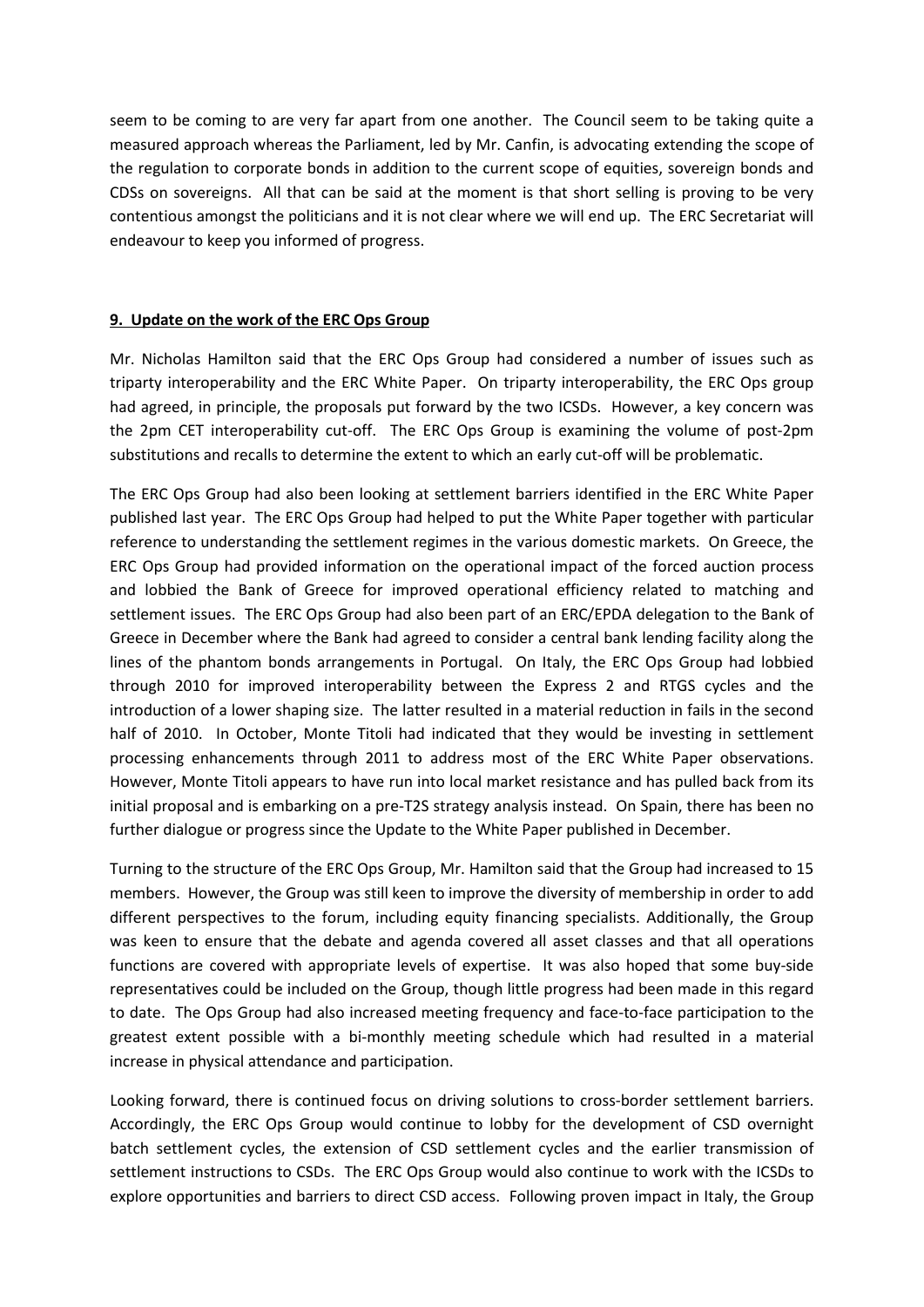seem to be coming to are very far apart from one another. The Council seem to be taking quite a measured approach whereas the Parliament, led by Mr. Canfin, is advocating extending the scope of the regulation to corporate bonds in addition to the current scope of equities, sovereign bonds and CDSs on sovereigns. All that can be said at the moment is that short selling is proving to be very contentious amongst the politicians and it is not clear where we will end up. The ERC Secretariat will endeavour to keep you informed of progress.

**9. Update on the work of the ERC Ops Group**

Mr. Nicholas Hamilton said that the ERC Ops Group had considered a number of issues such as triparty interoperability and the ERC White Paper. On triparty interoperability, the ERC Ops group had agreed, in principle, the proposals put forward by the two ICSDs. However, a key concern was the 2pm CET interoperability cut-off. The ERC Ops Group is examining the volume of post-2pm substitutions and recalls to determine the extent to which an early cut-off will be problematic.

The ERC Ops Group had also been looking at settlement barriers identified in the ERC White Paper published last year. The ERC Ops Group had helped to put the White Paper together with particular reference to understanding the settlement regimes in the various domestic markets. On Greece, the ERC Ops Group had provided information on the operational impact of the forced auction process and lobbied the Bank of Greece for improved operational efficiency related to matching and settlement issues. The ERC Ops Group had also been part of an ERC/EPDA delegation to the Bank of Greece in December where the Bank had agreed to consider a central bank lending facility along the lines of the phantom bonds arrangements in Portugal. On Italy, the ERC Ops Group had lobbied through 2010 for improved interoperability between the Express 2 and RTGS cycles and the introduction of a lower shaping size. The latter resulted in a material reduction in fails in the second half of 2010. In October, Monte Titoli had indicated that they would be investing in settlement processing enhancements through 2011 to address most of the ERC White Paper observations. However, Monte Titoli appears to have run into local market resistance and has pulled back from its initial proposal and is embarking on a pre-T2S strategy analysis instead. On Spain, there has been no further dialogue or progress since the Update to the White Paper published in December.

Turning to the structure of the ERC Ops Group, Mr. Hamilton said that the Group had increased to 15 members. However, the Group was still keen to improve the diversity of membership in order to add different perspectives to the forum, including equity financing specialists. Additionally, the Group was keen to ensure that the debate and agenda covered all asset classes and that all operations functions are covered with appropriate levels of expertise. It was also hoped that some buy-side representatives could be included on the Group, though little progress had been made in this regard to date. The Ops Group had also increased meeting frequency and face-to-face participation to the greatest extent possible with a bi-monthly meeting schedule which had resulted in a material increase in physical attendance and participation.

Looking forward, there is continued focus on driving solutions to cross-border settlement barriers. Accordingly, the ERC Ops Group would continue to lobby for the development of CSD overnight batch settlement cycles, the extension of CSD settlement cycles and the earlier transmission of settlement instructions to CSDs. The ERC Ops Group would also continue to work with the ICSDs to explore opportunities and barriers to direct CSD access. Following proven impact in Italy, the Group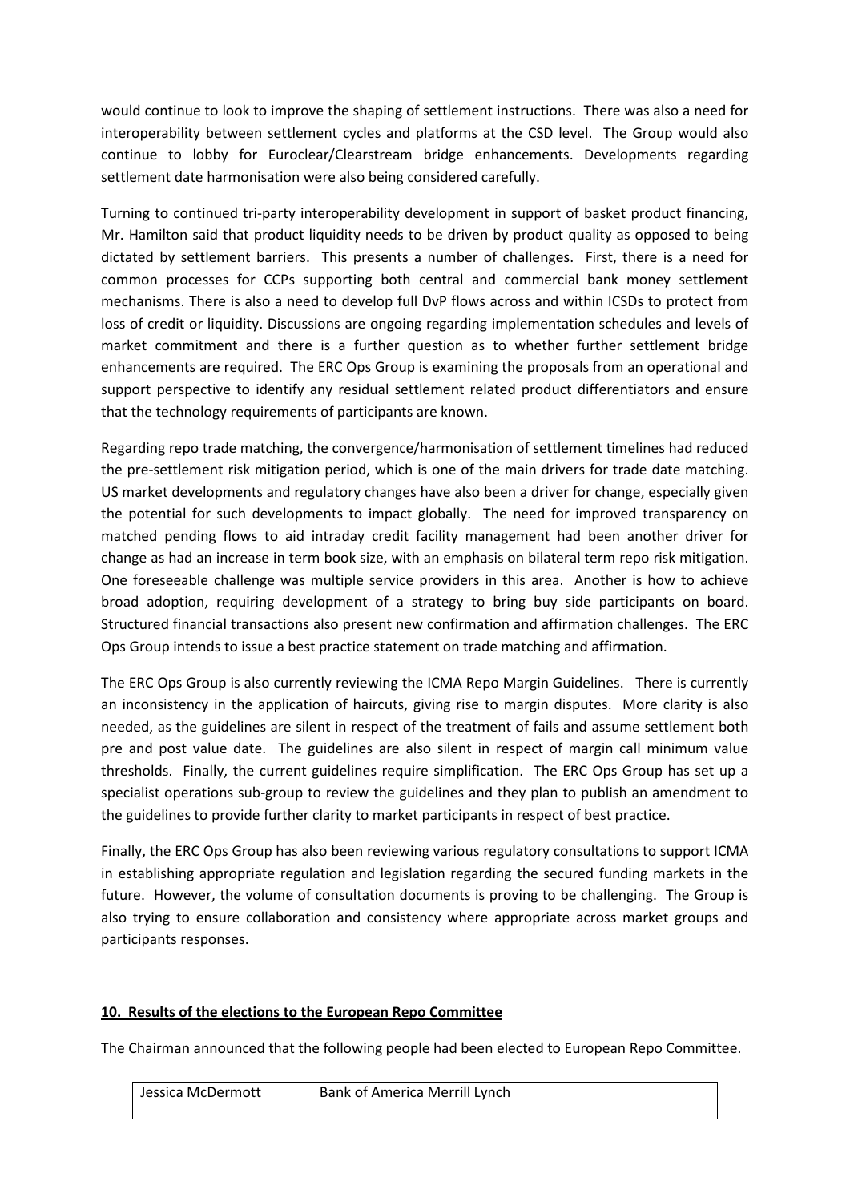would continue to look to improve the shaping of settlement instructions. There was also a need for interoperability between settlement cycles and platforms at the CSD level. The Group would also continue to lobby for Euroclear/Clearstream bridge enhancements. Developments regarding settlement date harmonisation were also being considered carefully.

Turning to continued tri-party interoperability development in support of basket product financing, Mr. Hamilton said that product liquidity needs to be driven by product quality as opposed to being dictated by settlement barriers. This presents a number of challenges. First, there is a need for common processes for CCPs supporting both central and commercial bank money settlement mechanisms. There is also a need to develop full DvP flows across and within ICSDs to protect from loss of credit or liquidity. Discussions are ongoing regarding implementation schedules and levels of market commitment and there is a further question as to whether further settlement bridge enhancements are required. The ERC Ops Group is examining the proposals from an operational and support perspective to identify any residual settlement related product differentiators and ensure that the technology requirements of participants are known.

Regarding repo trade matching, the convergence/harmonisation of settlement timelines had reduced the pre-settlement risk mitigation period, which is one of the main drivers for trade date matching. US market developments and regulatory changes have also been a driver for change, especially given the potential for such developments to impact globally. The need for improved transparency on matched pending flows to aid intraday credit facility management had been another driver for change as had an increase in term book size, with an emphasis on bilateral term repo risk mitigation. One foreseeable challenge was multiple service providers in this area. Another is how to achieve broad adoption, requiring development of a strategy to bring buy side participants on board. Structured financial transactions also present new confirmation and affirmation challenges. The ERC Ops Group intends to issue a best practice statement on trade matching and affirmation.

The ERC Ops Group is also currently reviewing the ICMA Repo Margin Guidelines. There is currently an inconsistency in the application of haircuts, giving rise to margin disputes. More clarity is also needed, as the guidelines are silent in respect of the treatment of fails and assume settlement both pre and post value date. The guidelines are also silent in respect of margin call minimum value thresholds. Finally, the current guidelines require simplification. The ERC Ops Group has set up a specialist operations sub-group to review the guidelines and they plan to publish an amendment to the guidelines to provide further clarity to market participants in respect of best practice.

Finally, the ERC Ops Group has also been reviewing various regulatory consultations to support ICMA in establishing appropriate regulation and legislation regarding the secured funding markets in the future. However, the volume of consultation documents is proving to be challenging. The Group is also trying to ensure collaboration and consistency where appropriate across market groups and participants responses.

## 10. Results of the elections to the European Repo Committee

The Chairman announced that the following people had been elected to European Repo Committee.

| | |
|---|---|
| Jessica McDermott | Bank of America Merrill Lynch |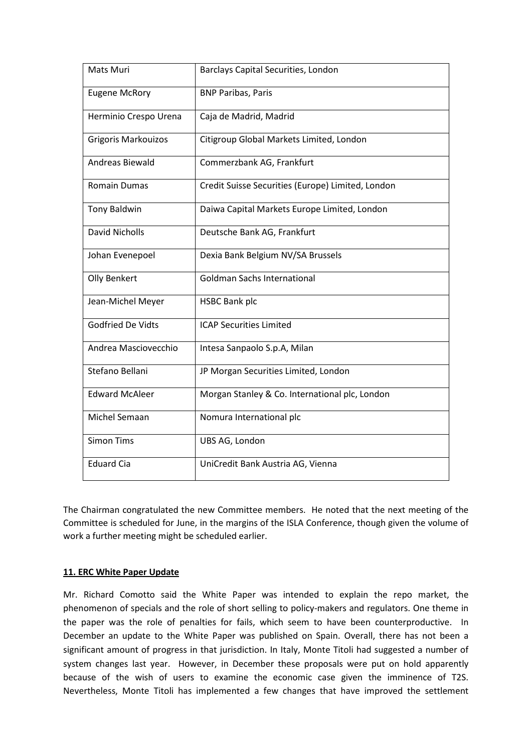| | |
|---|---|
| Mats Muri | Barclays Capital Securities, London |
| Eugene McRory | BNP Paribas, Paris |
| Herminio Crespo Urena | Caja de Madrid, Madrid |
| Grigoris Markouizos | Citigroup Global Markets Limited, London |
| Andreas Biewald | Commerzbank AG, Frankfurt |
| Romain Dumas | Credit Suisse Securities (Europe) Limited, London |
| Tony Baldwin | Daiwa Capital Markets Europe Limited, London |
| David Nicholls | Deutsche Bank AG, Frankfurt |
| Johan Evenepoel | Dexia Bank Belgium NV/SA Brussels |
| Olly Benkert | Goldman Sachs International |
| Jean-Michel Meyer | HSBC Bank plc |
| Godfried De Vidts | ICAP Securities Limited |
| Andrea Masciovecchio | Intesa Sanpaolo S.p.A, Milan |
| Stefano Bellani | JP Morgan Securities Limited, London |
| Edward McAleer | Morgan Stanley & Co. International plc, London |
| Michel Semaan | Nomura International plc |
| Simon Tims | UBS AG, London |
| Eduard Cia | UniCredit Bank Austria AG, Vienna |

The Chairman congratulated the new Committee members. He noted that the next meeting of the Committee is scheduled for June, in the margins of the ISLA Conference, though given the volume of work a further meeting might be scheduled earlier.

**11. ERC White Paper Update**

Mr. Richard Comotto said the White Paper was intended to explain the repo market, the phenomenon of specials and the role of short selling to policy-makers and regulators. One theme in the paper was the role of penalties for fails, which seem to have been counterproductive. In December an update to the White Paper was published on Spain. Overall, there has not been a significant amount of progress in that jurisdiction. In Italy, Monte Titoli had suggested a number of system changes last year. However, in December these proposals were put on hold apparently because of the wish of users to examine the economic case given the imminence of T2S. Nevertheless, Monte Titoli has implemented a few changes that have improved the settlement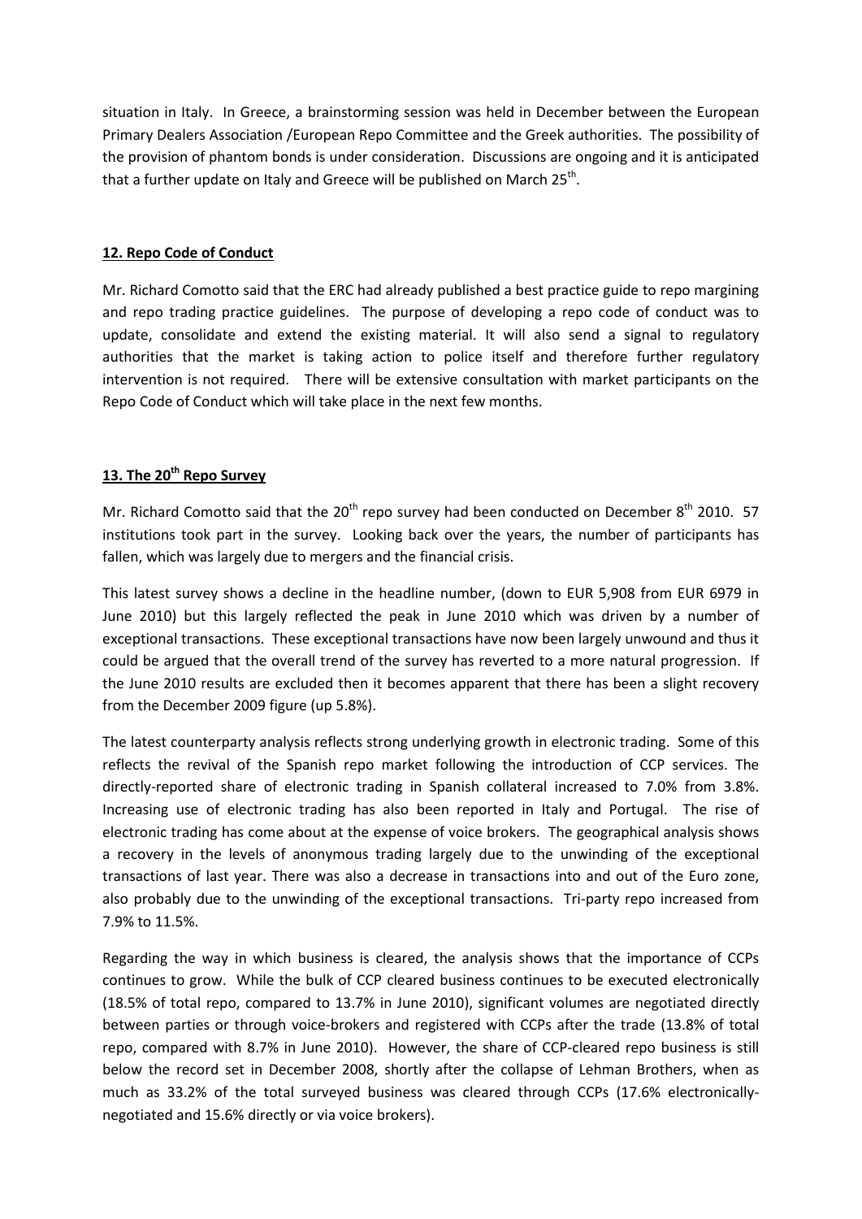situation in Italy. In Greece, a brainstorming session was held in December between the European Primary Dealers Association /European Repo Committee and the Greek authorities. The possibility of the provision of phantom bonds is under consideration. Discussions are ongoing and it is anticipated that a further update on Italy and Greece will be published on March 25th.

## 12. Repo Code of Conduct

Mr. Richard Comotto said that the ERC had already published a best practice guide to repo margining and repo trading practice guidelines. The purpose of developing a repo code of conduct was to update, consolidate and extend the existing material. It will also send a signal to regulatory authorities that the market is taking action to police itself and therefore further regulatory intervention is not required. There will be extensive consultation with market participants on the Repo Code of Conduct which will take place in the next few months.

## 13. The 20th Repo Survey

Mr. Richard Comotto said that the 20th repo survey had been conducted on December 8th 2010. 57 institutions took part in the survey. Looking back over the years, the number of participants has fallen, which was largely due to mergers and the financial crisis.

This latest survey shows a decline in the headline number, (down to EUR 5,908 from EUR 6979 in June 2010) but this largely reflected the peak in June 2010 which was driven by a number of exceptional transactions. These exceptional transactions have now been largely unwound and thus it could be argued that the overall trend of the survey has reverted to a more natural progression. If the June 2010 results are excluded then it becomes apparent that there has been a slight recovery from the December 2009 figure (up 5.8%).

The latest counterparty analysis reflects strong underlying growth in electronic trading. Some of this reflects the revival of the Spanish repo market following the introduction of CCP services. The directly-reported share of electronic trading in Spanish collateral increased to 7.0% from 3.8%. Increasing use of electronic trading has also been reported in Italy and Portugal. The rise of electronic trading has come about at the expense of voice brokers. The geographical analysis shows a recovery in the levels of anonymous trading largely due to the unwinding of the exceptional transactions of last year. There was also a decrease in transactions into and out of the Euro zone, also probably due to the unwinding of the exceptional transactions. Tri-party repo increased from 7.9% to 11.5%.

Regarding the way in which business is cleared, the analysis shows that the importance of CCPs continues to grow. While the bulk of CCP cleared business continues to be executed electronically (18.5% of total repo, compared to 13.7% in June 2010), significant volumes are negotiated directly between parties or through voice-brokers and registered with CCPs after the trade (13.8% of total repo, compared with 8.7% in June 2010). However, the share of CCP-cleared repo business is still below the record set in December 2008, shortly after the collapse of Lehman Brothers, when as much as 33.2% of the total surveyed business was cleared through CCPs (17.6% electronically-negotiated and 15.6% directly or via voice brokers).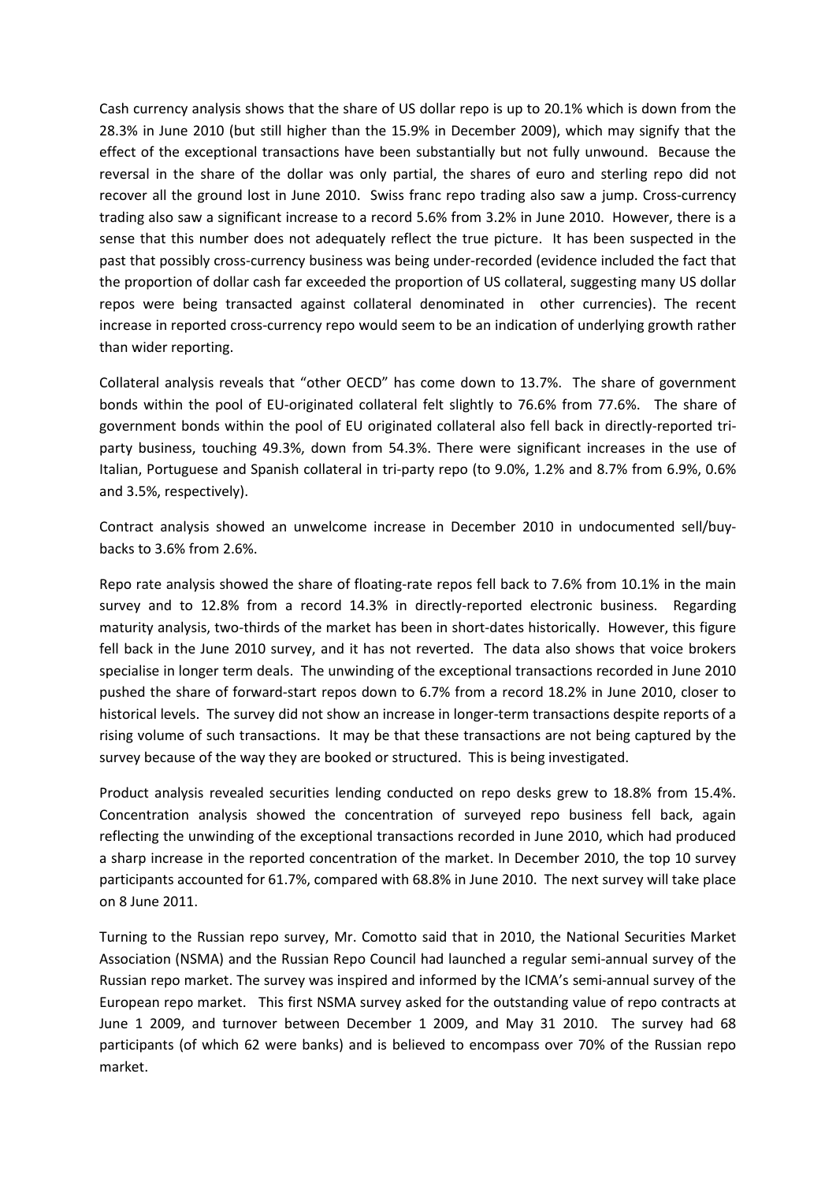Cash currency analysis shows that the share of US dollar repo is up to 20.1% which is down from the 28.3% in June 2010 (but still higher than the 15.9% in December 2009), which may signify that the effect of the exceptional transactions have been substantially but not fully unwound. Because the reversal in the share of the dollar was only partial, the shares of euro and sterling repo did not recover all the ground lost in June 2010. Swiss franc repo trading also saw a jump. Cross-currency trading also saw a significant increase to a record 5.6% from 3.2% in June 2010. However, there is a sense that this number does not adequately reflect the true picture. It has been suspected in the past that possibly cross-currency business was being under-recorded (evidence included the fact that the proportion of dollar cash far exceeded the proportion of US collateral, suggesting many US dollar repos were being transacted against collateral denominated in other currencies). The recent increase in reported cross-currency repo would seem to be an indication of underlying growth rather than wider reporting.

Collateral analysis reveals that "other OECD" has come down to 13.7%. The share of government bonds within the pool of EU-originated collateral felt slightly to 76.6% from 77.6%. The share of government bonds within the pool of EU originated collateral also fell back in directly-reported tri-party business, touching 49.3%, down from 54.3%. There were significant increases in the use of Italian, Portuguese and Spanish collateral in tri-party repo (to 9.0%, 1.2% and 8.7% from 6.9%, 0.6% and 3.5%, respectively).

Contract analysis showed an unwelcome increase in December 2010 in undocumented sell/buy-backs to 3.6% from 2.6%.

Repo rate analysis showed the share of floating-rate repos fell back to 7.6% from 10.1% in the main survey and to 12.8% from a record 14.3% in directly-reported electronic business. Regarding maturity analysis, two-thirds of the market has been in short-dates historically. However, this figure fell back in the June 2010 survey, and it has not reverted. The data also shows that voice brokers specialise in longer term deals. The unwinding of the exceptional transactions recorded in June 2010 pushed the share of forward-start repos down to 6.7% from a record 18.2% in June 2010, closer to historical levels. The survey did not show an increase in longer-term transactions despite reports of a rising volume of such transactions. It may be that these transactions are not being captured by the survey because of the way they are booked or structured. This is being investigated.

Product analysis revealed securities lending conducted on repo desks grew to 18.8% from 15.4%. Concentration analysis showed the concentration of surveyed repo business fell back, again reflecting the unwinding of the exceptional transactions recorded in June 2010, which had produced a sharp increase in the reported concentration of the market. In December 2010, the top 10 survey participants accounted for 61.7%, compared with 68.8% in June 2010. The next survey will take place on 8 June 2011.

Turning to the Russian repo survey, Mr. Comotto said that in 2010, the National Securities Market Association (NSMA) and the Russian Repo Council had launched a regular semi-annual survey of the Russian repo market. The survey was inspired and informed by the ICMA's semi-annual survey of the European repo market. This first NSMA survey asked for the outstanding value of repo contracts at June 1 2009, and turnover between December 1 2009, and May 31 2010. The survey had 68 participants (of which 62 were banks) and is believed to encompass over 70% of the Russian repo market.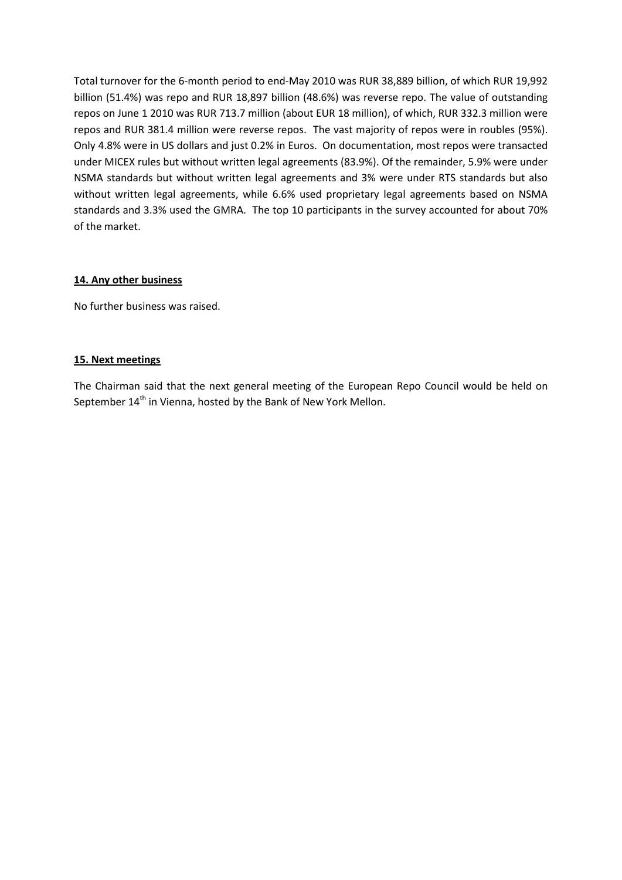Total turnover for the 6-month period to end-May 2010 was RUR 38,889 billion, of which RUR 19,992 billion (51.4%) was repo and RUR 18,897 billion (48.6%) was reverse repo. The value of outstanding repos on June 1 2010 was RUR 713.7 million (about EUR 18 million), of which, RUR 332.3 million were repos and RUR 381.4 million were reverse repos. The vast majority of repos were in roubles (95%). Only 4.8% were in US dollars and just 0.2% in Euros. On documentation, most repos were transacted under MICEX rules but without written legal agreements (83.9%). Of the remainder, 5.9% were under NSMA standards but without written legal agreements and 3% were under RTS standards but also without written legal agreements, while 6.6% used proprietary legal agreements based on NSMA standards and 3.3% used the GMRA. The top 10 participants in the survey accounted for about 70% of the market.

## 14. Any other business

No further business was raised.

## 15. Next meetings

The Chairman said that the next general meeting of the European Repo Council would be held on September 14th in Vienna, hosted by the Bank of New York Mellon.